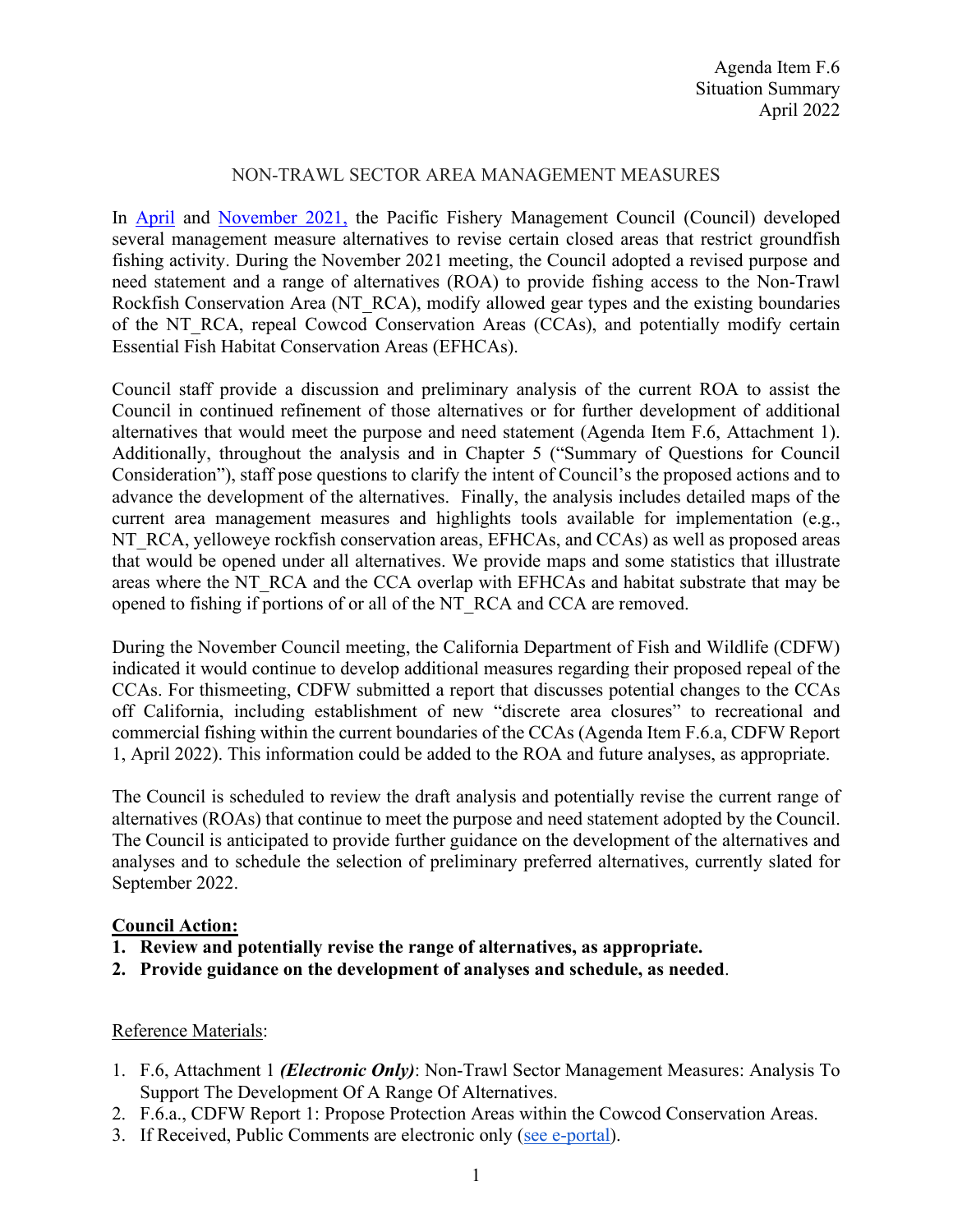Agenda Item F.6
Situation Summary
April 2022

# NON-TRAWL SECTOR AREA MANAGEMENT MEASURES

In April and November 2021, the Pacific Fishery Management Council (Council) developed several management measure alternatives to revise certain closed areas that restrict groundfish fishing activity. During the November 2021 meeting, the Council adopted a revised purpose and need statement and a range of alternatives (ROA) to provide fishing access to the Non-Trawl Rockfish Conservation Area (NT_RCA), modify allowed gear types and the existing boundaries of the NT_RCA, repeal Cowcod Conservation Areas (CCAs), and potentially modify certain Essential Fish Habitat Conservation Areas (EFHCAs).

Council staff provide a discussion and preliminary analysis of the current ROA to assist the Council in continued refinement of those alternatives or for further development of additional alternatives that would meet the purpose and need statement (Agenda Item F.6, Attachment 1). Additionally, throughout the analysis and in Chapter 5 ("Summary of Questions for Council Consideration"), staff pose questions to clarify the intent of Council's the proposed actions and to advance the development of the alternatives. Finally, the analysis includes detailed maps of the current area management measures and highlights tools available for implementation (e.g., NT_RCA, yelloweye rockfish conservation areas, EFHCAs, and CCAs) as well as proposed areas that would be opened under all alternatives. We provide maps and some statistics that illustrate areas where the NT_RCA and the CCA overlap with EFHCAs and habitat substrate that may be opened to fishing if portions of or all of the NT_RCA and CCA are removed.

During the November Council meeting, the California Department of Fish and Wildlife (CDFW) indicated it would continue to develop additional measures regarding their proposed repeal of the CCAs. For thismeeting, CDFW submitted a report that discusses potential changes to the CCAs off California, including establishment of new "discrete area closures" to recreational and commercial fishing within the current boundaries of the CCAs (Agenda Item F.6.a, CDFW Report 1, April 2022). This information could be added to the ROA and future analyses, as appropriate.

The Council is scheduled to review the draft analysis and potentially revise the current range of alternatives (ROAs) that continue to meet the purpose and need statement adopted by the Council. The Council is anticipated to provide further guidance on the development of the alternatives and analyses and to schedule the selection of preliminary preferred alternatives, currently slated for September 2022.

**Council Action:**

1. **Review and potentially revise the range of alternatives, as appropriate.**
2. **Provide guidance on the development of analyses and schedule, as needed**.

Reference Materials:

1. F.6, Attachment 1 ***(Electronic Only)***: Non-Trawl Sector Management Measures: Analysis To Support The Development Of A Range Of Alternatives.
2. F.6.a., CDFW Report 1: Propose Protection Areas within the Cowcod Conservation Areas.
3. If Received, Public Comments are electronic only (see e-portal).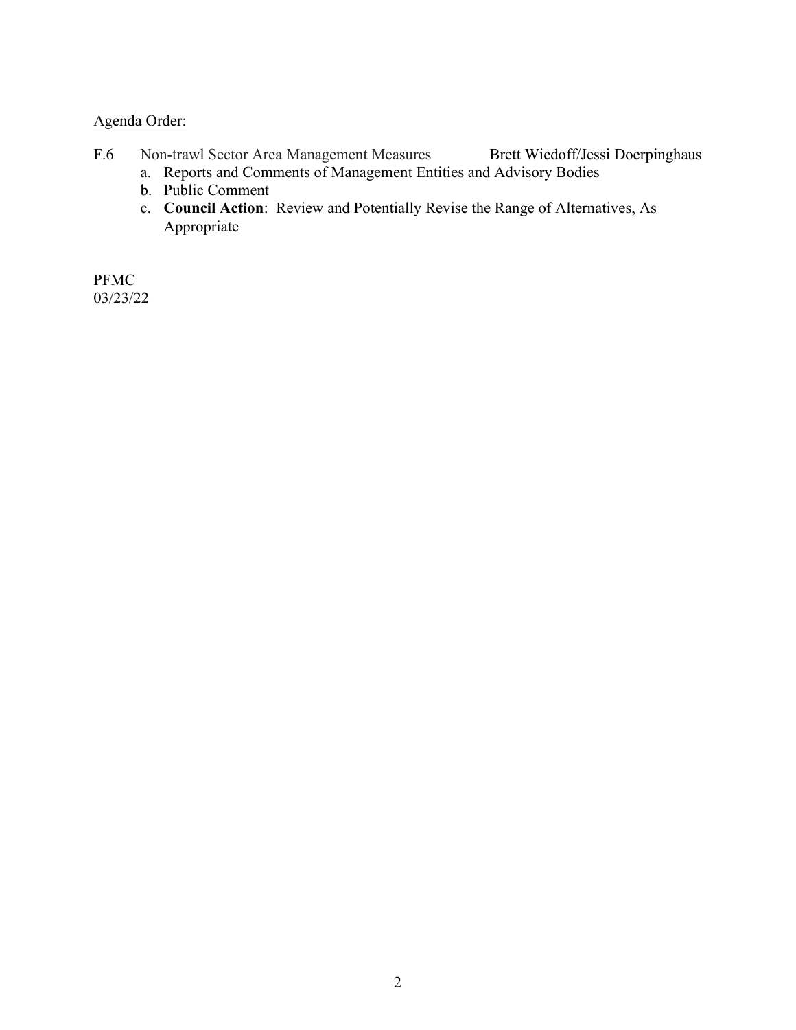Agenda Order:

F.6 Non-trawl Sector Area Management Measures Brett Wiedoff/Jessi Doerpinghaus

a. Reports and Comments of Management Entities and Advisory Bodies
b. Public Comment
c. **Council Action**: Review and Potentially Revise the Range of Alternatives, As Appropriate

PFMC
03/23/22